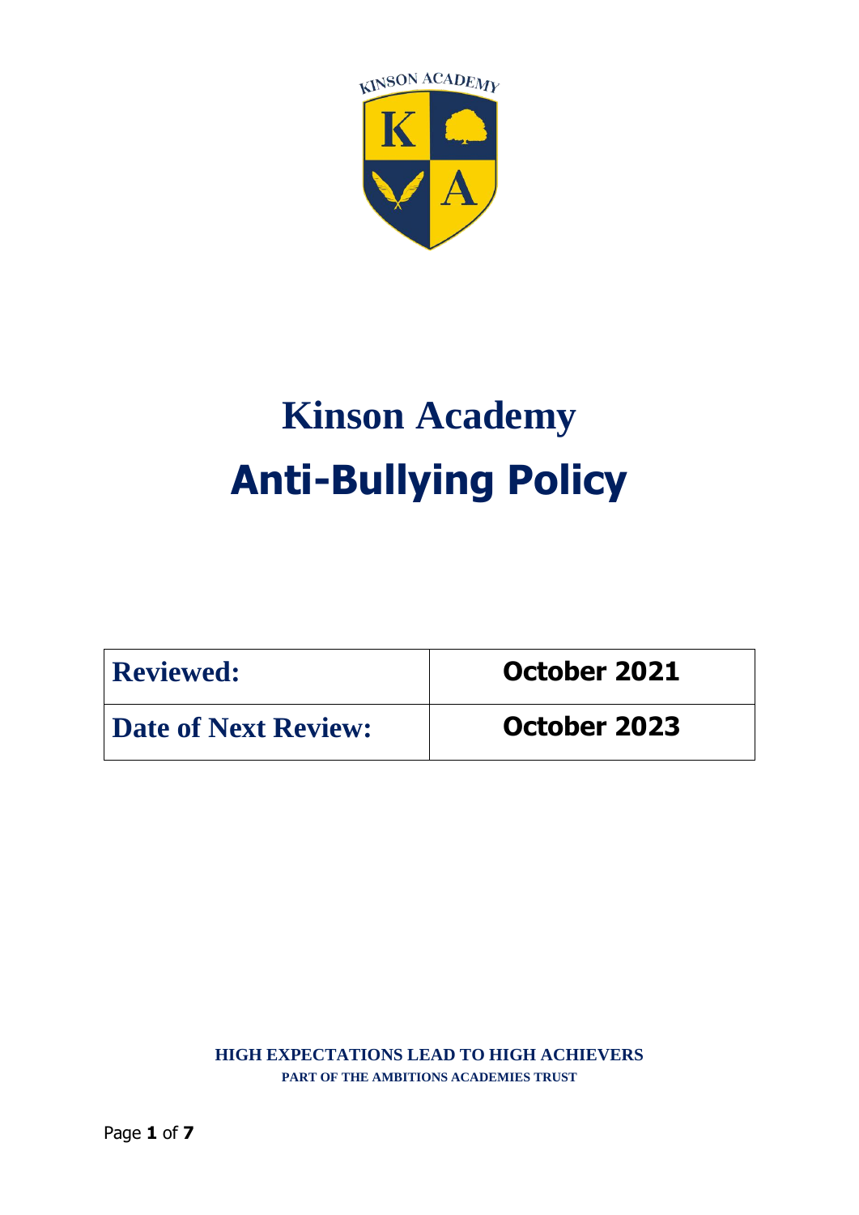# Kinson Academy

# Anti-Bullying Policy

| Reviewed: | October 2021 |
|---|---|
| Date of Next Review: | October 2023 |

**HIGH EXPECTATIONS LEAD TO HIGH ACHIEVERS**

**PART OF THE AMBITIONS ACADEMIES TRUST**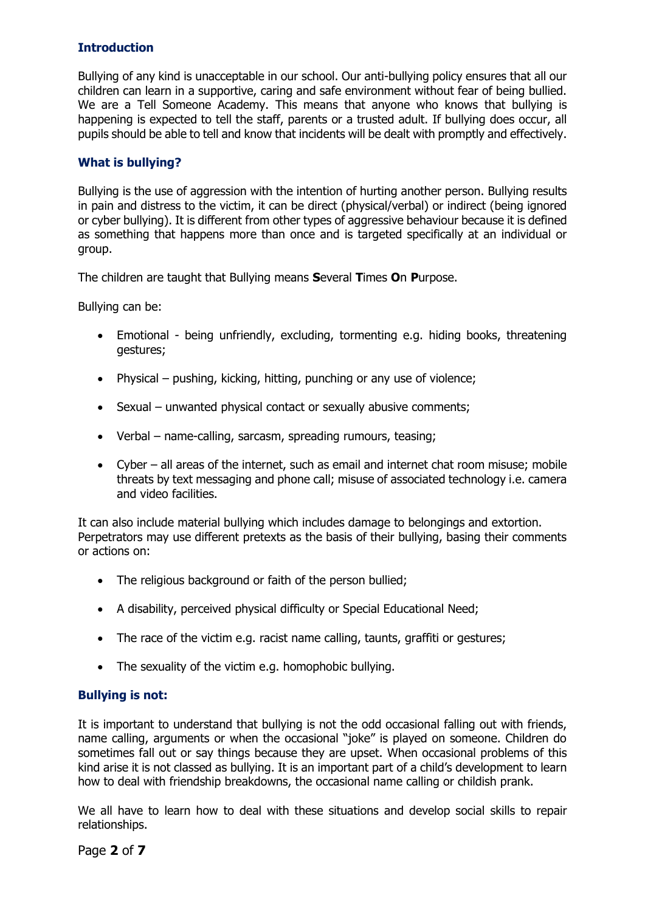## Introduction

Bullying of any kind is unacceptable in our school. Our anti-bullying policy ensures that all our children can learn in a supportive, caring and safe environment without fear of being bullied. We are a Tell Someone Academy. This means that anyone who knows that bullying is happening is expected to tell the staff, parents or a trusted adult. If bullying does occur, all pupils should be able to tell and know that incidents will be dealt with promptly and effectively.

## What is bullying?

Bullying is the use of aggression with the intention of hurting another person. Bullying results in pain and distress to the victim, it can be direct (physical/verbal) or indirect (being ignored or cyber bullying). It is different from other types of aggressive behaviour because it is defined as something that happens more than once and is targeted specifically at an individual or group.

The children are taught that Bullying means **S**everal **T**imes **O**n **P**urpose.

Bullying can be:

- Emotional - being unfriendly, excluding, tormenting e.g. hiding books, threatening gestures;
- Physical – pushing, kicking, hitting, punching or any use of violence;
- Sexual – unwanted physical contact or sexually abusive comments;
- Verbal – name-calling, sarcasm, spreading rumours, teasing;
- Cyber – all areas of the internet, such as email and internet chat room misuse; mobile threats by text messaging and phone call; misuse of associated technology i.e. camera and video facilities.

It can also include material bullying which includes damage to belongings and extortion. Perpetrators may use different pretexts as the basis of their bullying, basing their comments or actions on:

- The religious background or faith of the person bullied;
- A disability, perceived physical difficulty or Special Educational Need;
- The race of the victim e.g. racist name calling, taunts, graffiti or gestures;
- The sexuality of the victim e.g. homophobic bullying.

## Bullying is not:

It is important to understand that bullying is not the odd occasional falling out with friends, name calling, arguments or when the occasional "joke" is played on someone. Children do sometimes fall out or say things because they are upset. When occasional problems of this kind arise it is not classed as bullying. It is an important part of a child's development to learn how to deal with friendship breakdowns, the occasional name calling or childish prank.

We all have to learn how to deal with these situations and develop social skills to repair relationships.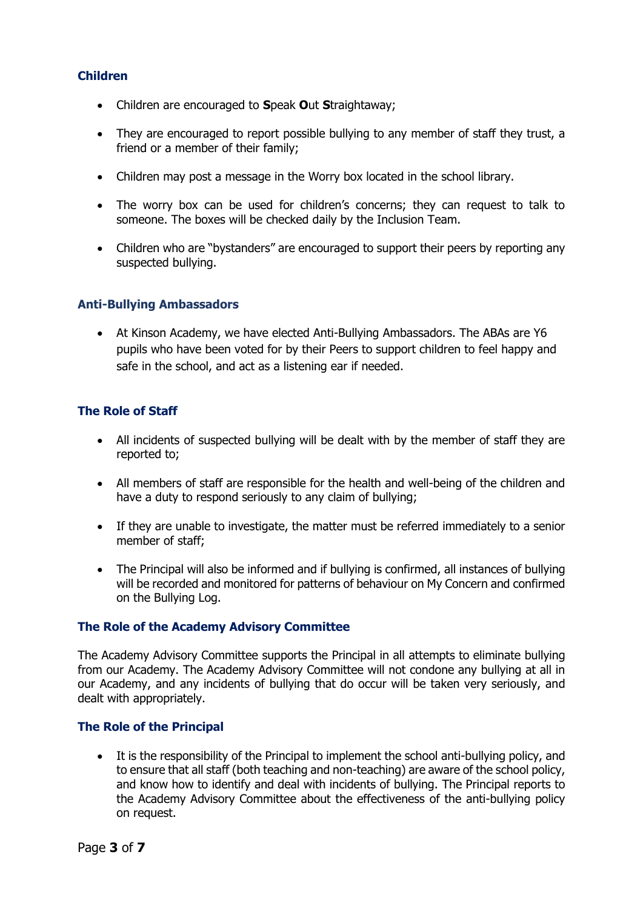### Children

- Children are encouraged to **S**peak **O**ut **S**traightaway;
- They are encouraged to report possible bullying to any member of staff they trust, a friend or a member of their family;
- Children may post a message in the Worry box located in the school library.
- The worry box can be used for children's concerns; they can request to talk to someone. The boxes will be checked daily by the Inclusion Team.
- Children who are "bystanders" are encouraged to support their peers by reporting any suspected bullying.

### Anti-Bullying Ambassadors

- At Kinson Academy, we have elected Anti-Bullying Ambassadors. The ABAs are Y6 pupils who have been voted for by their Peers to support children to feel happy and safe in the school, and act as a listening ear if needed.

### The Role of Staff

- All incidents of suspected bullying will be dealt with by the member of staff they are reported to;
- All members of staff are responsible for the health and well-being of the children and have a duty to respond seriously to any claim of bullying;
- If they are unable to investigate, the matter must be referred immediately to a senior member of staff;
- The Principal will also be informed and if bullying is confirmed, all instances of bullying will be recorded and monitored for patterns of behaviour on My Concern and confirmed on the Bullying Log.

### The Role of the Academy Advisory Committee

The Academy Advisory Committee supports the Principal in all attempts to eliminate bullying from our Academy. The Academy Advisory Committee will not condone any bullying at all in our Academy, and any incidents of bullying that do occur will be taken very seriously, and dealt with appropriately.

### The Role of the Principal

- It is the responsibility of the Principal to implement the school anti-bullying policy, and to ensure that all staff (both teaching and non-teaching) are aware of the school policy, and know how to identify and deal with incidents of bullying. The Principal reports to the Academy Advisory Committee about the effectiveness of the anti-bullying policy on request.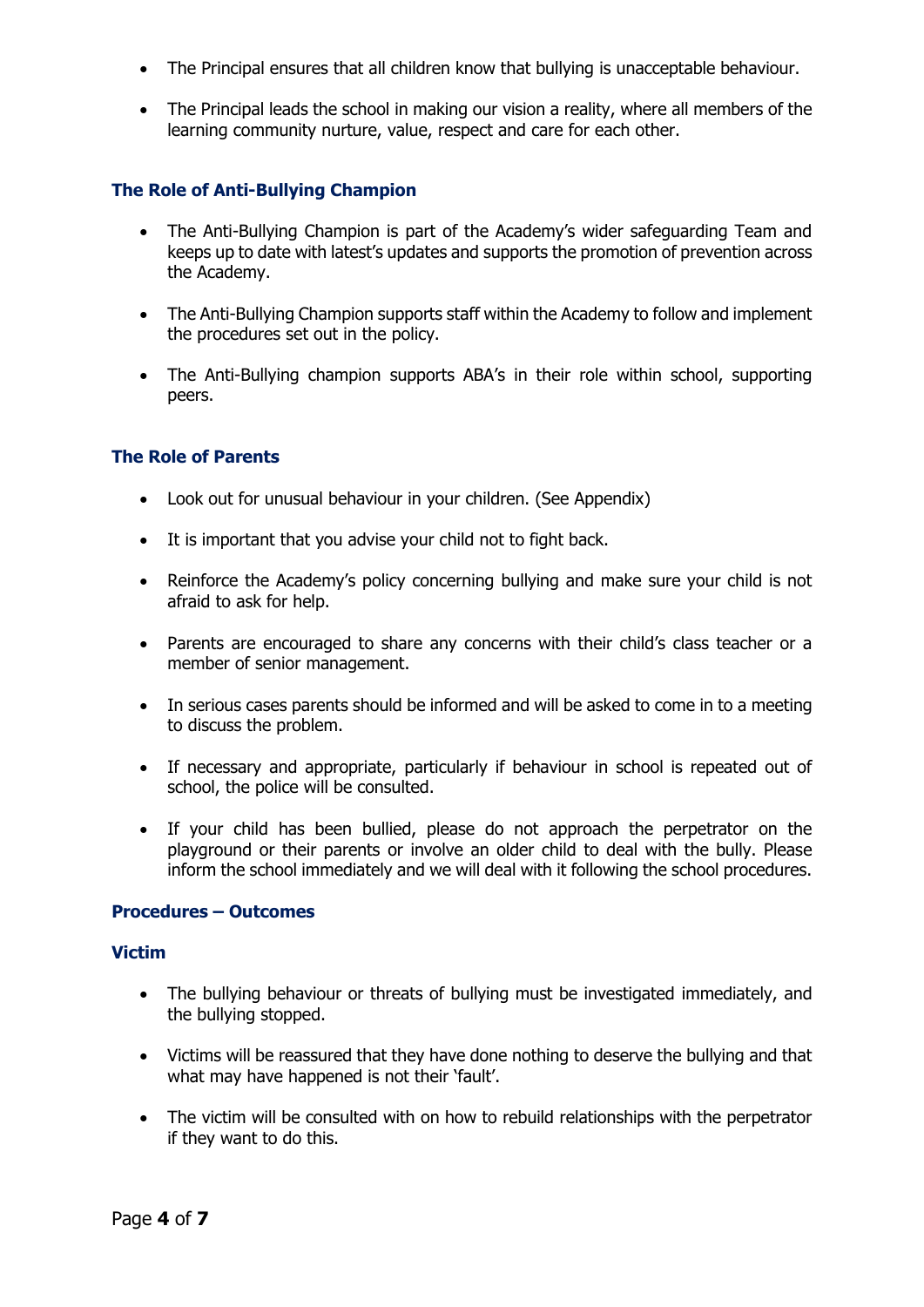- The Principal ensures that all children know that bullying is unacceptable behaviour.
- The Principal leads the school in making our vision a reality, where all members of the learning community nurture, value, respect and care for each other.

### The Role of Anti-Bullying Champion

- The Anti-Bullying Champion is part of the Academy's wider safeguarding Team and keeps up to date with latest's updates and supports the promotion of prevention across the Academy.
- The Anti-Bullying Champion supports staff within the Academy to follow and implement the procedures set out in the policy.
- The Anti-Bullying champion supports ABA's in their role within school, supporting peers.

### The Role of Parents

- Look out for unusual behaviour in your children. (See Appendix)
- It is important that you advise your child not to fight back.
- Reinforce the Academy's policy concerning bullying and make sure your child is not afraid to ask for help.
- Parents are encouraged to share any concerns with their child's class teacher or a member of senior management.
- In serious cases parents should be informed and will be asked to come in to a meeting to discuss the problem.
- If necessary and appropriate, particularly if behaviour in school is repeated out of school, the police will be consulted.
- If your child has been bullied, please do not approach the perpetrator on the playground or their parents or involve an older child to deal with the bully. Please inform the school immediately and we will deal with it following the school procedures.

### Procedures – Outcomes

#### Victim

- The bullying behaviour or threats of bullying must be investigated immediately, and the bullying stopped.
- Victims will be reassured that they have done nothing to deserve the bullying and that what may have happened is not their 'fault'.
- The victim will be consulted with on how to rebuild relationships with the perpetrator if they want to do this.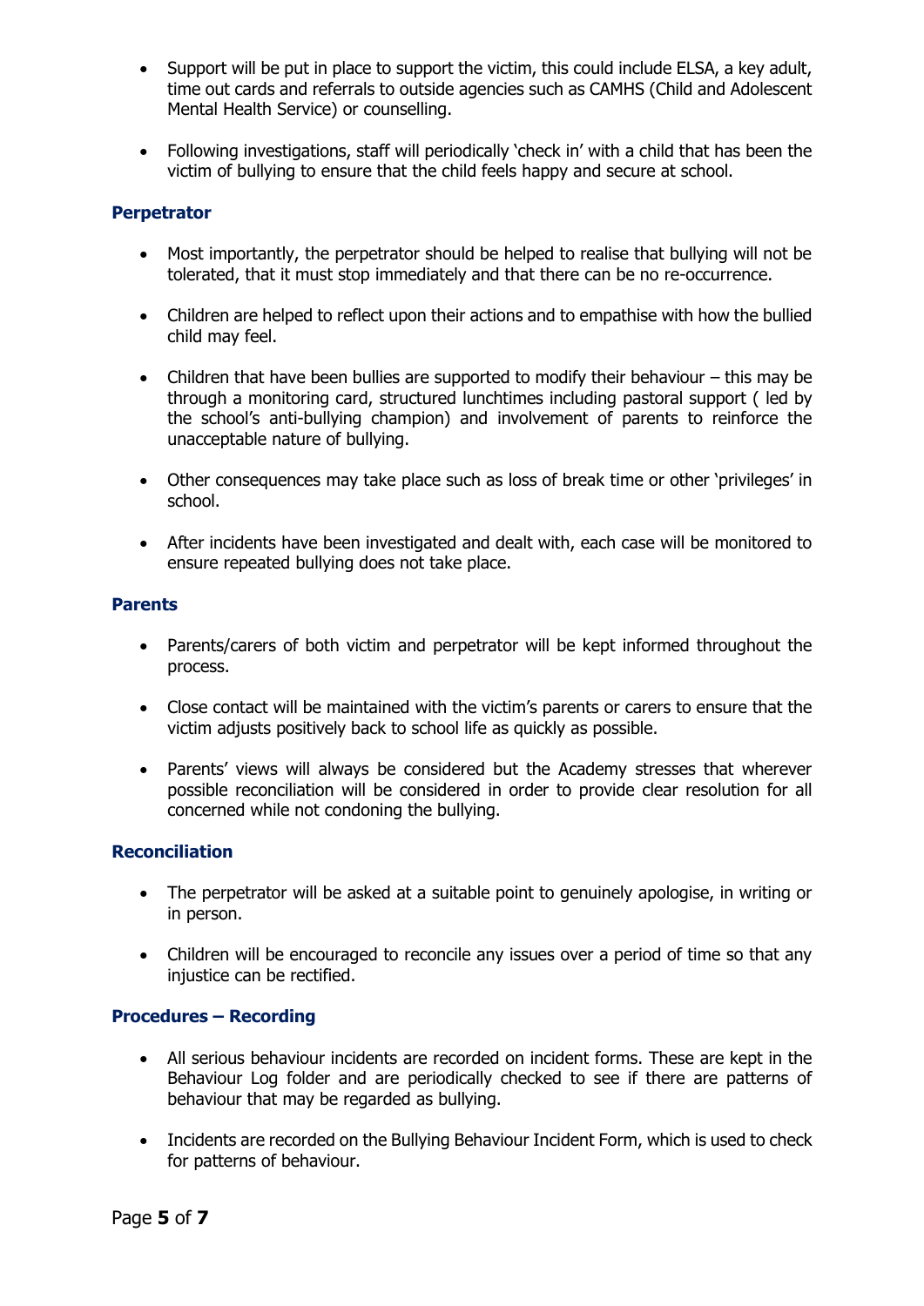- Support will be put in place to support the victim, this could include ELSA, a key adult, time out cards and referrals to outside agencies such as CAMHS (Child and Adolescent Mental Health Service) or counselling.

- Following investigations, staff will periodically 'check in' with a child that has been the victim of bullying to ensure that the child feels happy and secure at school.

### Perpetrator

- Most importantly, the perpetrator should be helped to realise that bullying will not be tolerated, that it must stop immediately and that there can be no re-occurrence.

- Children are helped to reflect upon their actions and to empathise with how the bullied child may feel.

- Children that have been bullies are supported to modify their behaviour – this may be through a monitoring card, structured lunchtimes including pastoral support ( led by the school's anti-bullying champion) and involvement of parents to reinforce the unacceptable nature of bullying.

- Other consequences may take place such as loss of break time or other 'privileges' in school.

- After incidents have been investigated and dealt with, each case will be monitored to ensure repeated bullying does not take place.

### Parents

- Parents/carers of both victim and perpetrator will be kept informed throughout the process.

- Close contact will be maintained with the victim's parents or carers to ensure that the victim adjusts positively back to school life as quickly as possible.

- Parents' views will always be considered but the Academy stresses that wherever possible reconciliation will be considered in order to provide clear resolution for all concerned while not condoning the bullying.

### Reconciliation

- The perpetrator will be asked at a suitable point to genuinely apologise, in writing or in person.

- Children will be encouraged to reconcile any issues over a period of time so that any injustice can be rectified.

### Procedures – Recording

- All serious behaviour incidents are recorded on incident forms. These are kept in the Behaviour Log folder and are periodically checked to see if there are patterns of behaviour that may be regarded as bullying.

- Incidents are recorded on the Bullying Behaviour Incident Form, which is used to check for patterns of behaviour.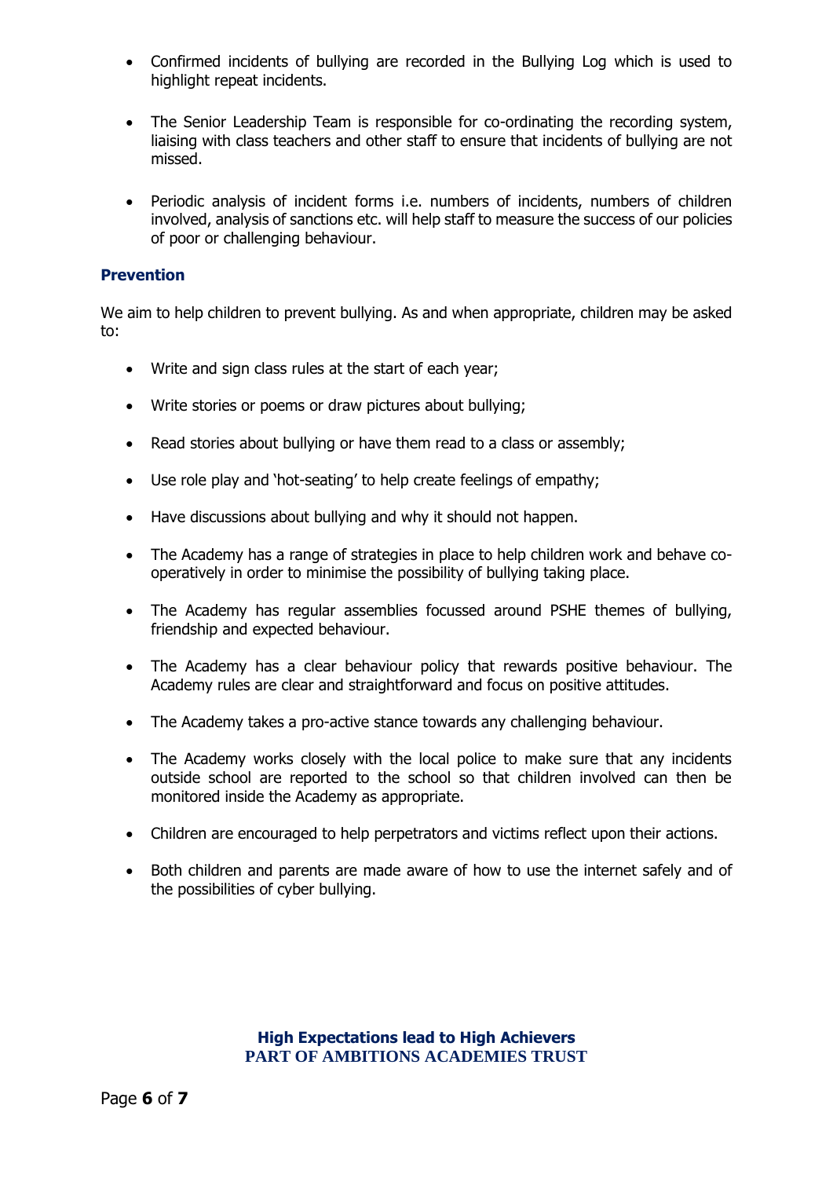- Confirmed incidents of bullying are recorded in the Bullying Log which is used to highlight repeat incidents.

- The Senior Leadership Team is responsible for co-ordinating the recording system, liaising with class teachers and other staff to ensure that incidents of bullying are not missed.

- Periodic analysis of incident forms i.e. numbers of incidents, numbers of children involved, analysis of sanctions etc. will help staff to measure the success of our policies of poor or challenging behaviour.

## Prevention

We aim to help children to prevent bullying. As and when appropriate, children may be asked to:

- Write and sign class rules at the start of each year;

- Write stories or poems or draw pictures about bullying;

- Read stories about bullying or have them read to a class or assembly;

- Use role play and 'hot-seating' to help create feelings of empathy;

- Have discussions about bullying and why it should not happen.

- The Academy has a range of strategies in place to help children work and behave co-operatively in order to minimise the possibility of bullying taking place.

- The Academy has regular assemblies focussed around PSHE themes of bullying, friendship and expected behaviour.

- The Academy has a clear behaviour policy that rewards positive behaviour. The Academy rules are clear and straightforward and focus on positive attitudes.

- The Academy takes a pro-active stance towards any challenging behaviour.

- The Academy works closely with the local police to make sure that any incidents outside school are reported to the school so that children involved can then be monitored inside the Academy as appropriate.

- Children are encouraged to help perpetrators and victims reflect upon their actions.

- Both children and parents are made aware of how to use the internet safely and of the possibilities of cyber bullying.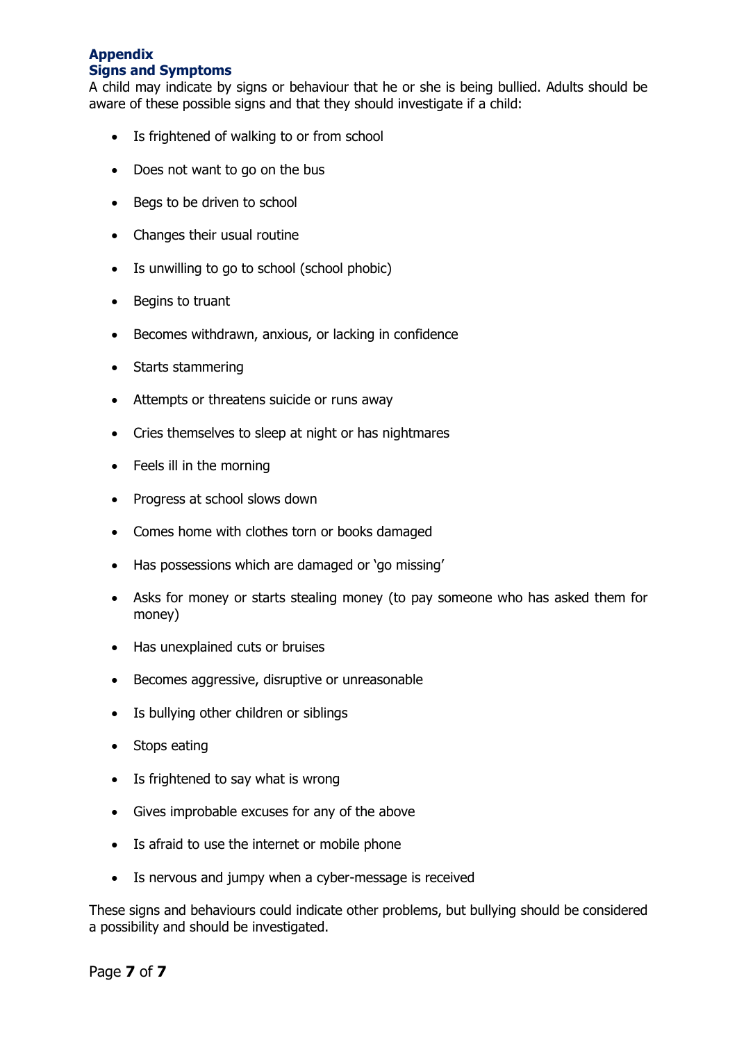## Appendix
## Signs and Symptoms

A child may indicate by signs or behaviour that he or she is being bullied. Adults should be aware of these possible signs and that they should investigate if a child:

- Is frightened of walking to or from school
- Does not want to go on the bus
- Begs to be driven to school
- Changes their usual routine
- Is unwilling to go to school (school phobic)
- Begins to truant
- Becomes withdrawn, anxious, or lacking in confidence
- Starts stammering
- Attempts or threatens suicide or runs away
- Cries themselves to sleep at night or has nightmares
- Feels ill in the morning
- Progress at school slows down
- Comes home with clothes torn or books damaged
- Has possessions which are damaged or 'go missing'
- Asks for money or starts stealing money (to pay someone who has asked them for money)
- Has unexplained cuts or bruises
- Becomes aggressive, disruptive or unreasonable
- Is bullying other children or siblings
- Stops eating
- Is frightened to say what is wrong
- Gives improbable excuses for any of the above
- Is afraid to use the internet or mobile phone
- Is nervous and jumpy when a cyber-message is received

These signs and behaviours could indicate other problems, but bullying should be considered a possibility and should be investigated.